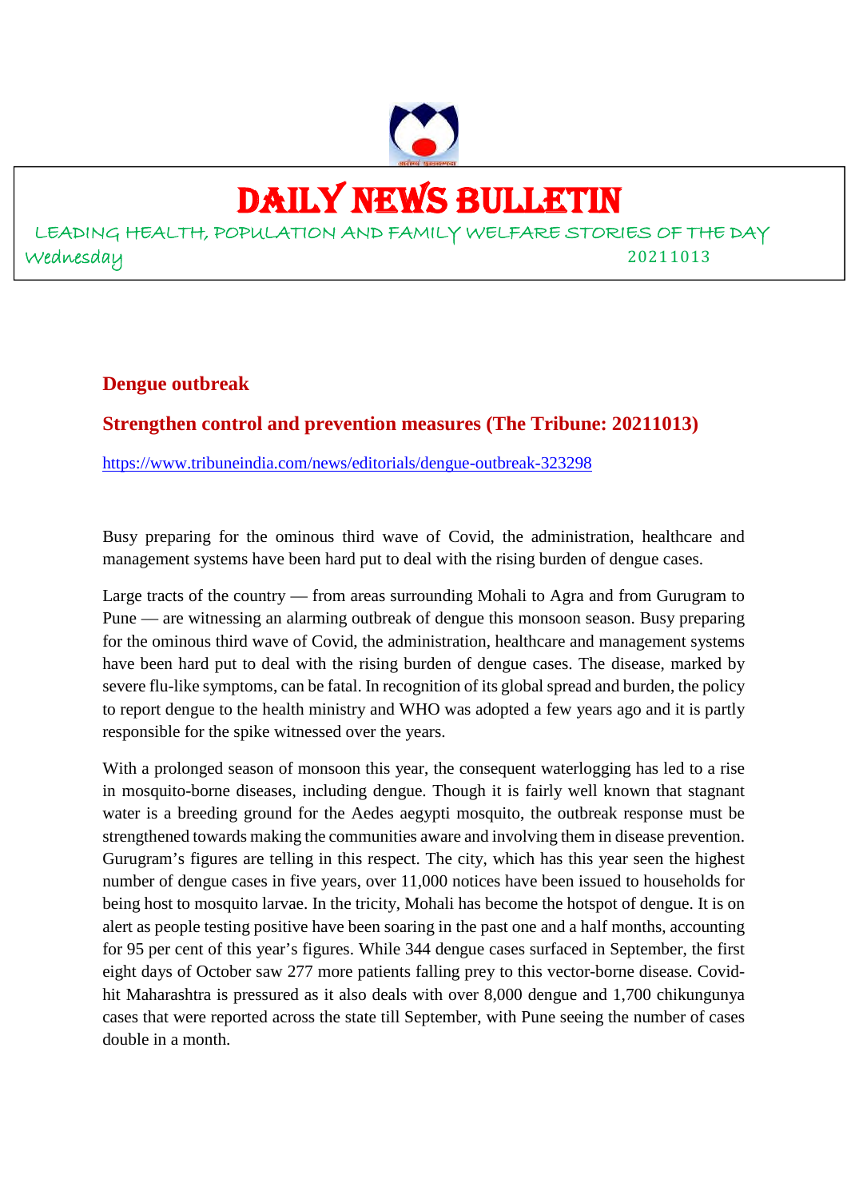# DAILY NEWS BULLETIN

LEADING HEALTH, POPULATION AND FAMILY WELFARE STORIES OF THE DAY

Wednesday 20211013

## Dengue outbreak

## Strengthen control and prevention measures (The Tribune: 20211013)

https://www.tribuneindia.com/news/editorials/dengue-outbreak-323298

Busy preparing for the ominous third wave of Covid, the administration, healthcare and management systems have been hard put to deal with the rising burden of dengue cases.

Large tracts of the country — from areas surrounding Mohali to Agra and from Gurugram to Pune — are witnessing an alarming outbreak of dengue this monsoon season. Busy preparing for the ominous third wave of Covid, the administration, healthcare and management systems have been hard put to deal with the rising burden of dengue cases. The disease, marked by severe flu-like symptoms, can be fatal. In recognition of its global spread and burden, the policy to report dengue to the health ministry and WHO was adopted a few years ago and it is partly responsible for the spike witnessed over the years.

With a prolonged season of monsoon this year, the consequent waterlogging has led to a rise in mosquito-borne diseases, including dengue. Though it is fairly well known that stagnant water is a breeding ground for the Aedes aegypti mosquito, the outbreak response must be strengthened towards making the communities aware and involving them in disease prevention. Gurugram's figures are telling in this respect. The city, which has this year seen the highest number of dengue cases in five years, over 11,000 notices have been issued to households for being host to mosquito larvae. In the tricity, Mohali has become the hotspot of dengue. It is on alert as people testing positive have been soaring in the past one and a half months, accounting for 95 per cent of this year's figures. While 344 dengue cases surfaced in September, the first eight days of October saw 277 more patients falling prey to this vector-borne disease. Covid-hit Maharashtra is pressured as it also deals with over 8,000 dengue and 1,700 chikungunya cases that were reported across the state till September, with Pune seeing the number of cases double in a month.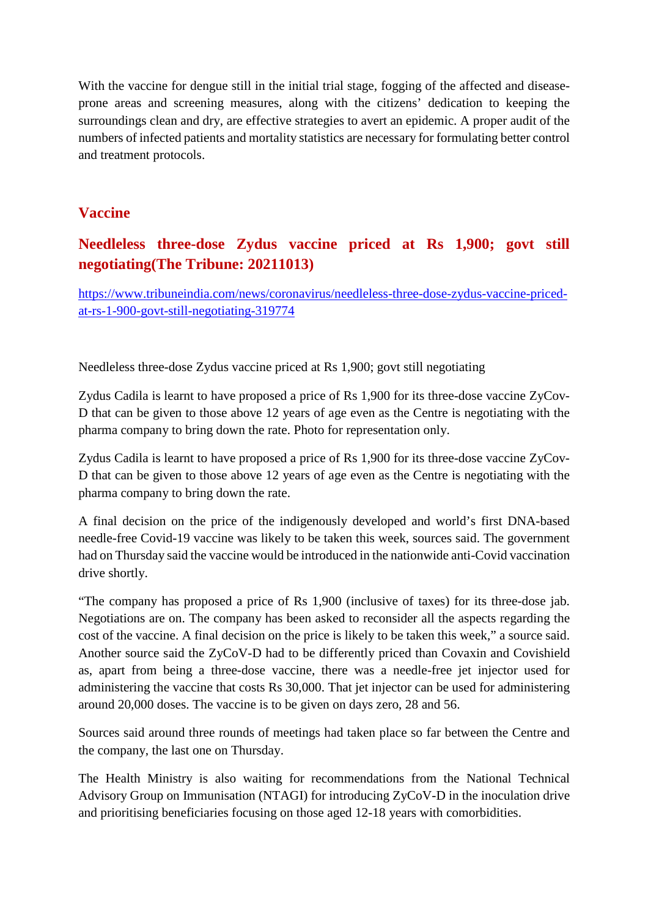With the vaccine for dengue still in the initial trial stage, fogging of the affected and disease-prone areas and screening measures, along with the citizens' dedication to keeping the surroundings clean and dry, are effective strategies to avert an epidemic. A proper audit of the numbers of infected patients and mortality statistics are necessary for formulating better control and treatment protocols.

## Vaccine

### Needleless three-dose Zydus vaccine priced at Rs 1,900; govt still negotiating(The Tribune: 20211013)

https://www.tribuneindia.com/news/coronavirus/needleless-three-dose-zydus-vaccine-priced-at-rs-1-900-govt-still-negotiating-319774

Needleless three-dose Zydus vaccine priced at Rs 1,900; govt still negotiating

Zydus Cadila is learnt to have proposed a price of Rs 1,900 for its three-dose vaccine ZyCov-D that can be given to those above 12 years of age even as the Centre is negotiating with the pharma company to bring down the rate. Photo for representation only.

Zydus Cadila is learnt to have proposed a price of Rs 1,900 for its three-dose vaccine ZyCov-D that can be given to those above 12 years of age even as the Centre is negotiating with the pharma company to bring down the rate.

A final decision on the price of the indigenously developed and world's first DNA-based needle-free Covid-19 vaccine was likely to be taken this week, sources said. The government had on Thursday said the vaccine would be introduced in the nationwide anti-Covid vaccination drive shortly.

"The company has proposed a price of Rs 1,900 (inclusive of taxes) for its three-dose jab. Negotiations are on. The company has been asked to reconsider all the aspects regarding the cost of the vaccine. A final decision on the price is likely to be taken this week," a source said. Another source said the ZyCoV-D had to be differently priced than Covaxin and Covishield as, apart from being a three-dose vaccine, there was a needle-free jet injector used for administering the vaccine that costs Rs 30,000. That jet injector can be used for administering around 20,000 doses. The vaccine is to be given on days zero, 28 and 56.

Sources said around three rounds of meetings had taken place so far between the Centre and the company, the last one on Thursday.

The Health Ministry is also waiting for recommendations from the National Technical Advisory Group on Immunisation (NTAGI) for introducing ZyCoV-D in the inoculation drive and prioritising beneficiaries focusing on those aged 12-18 years with comorbidities.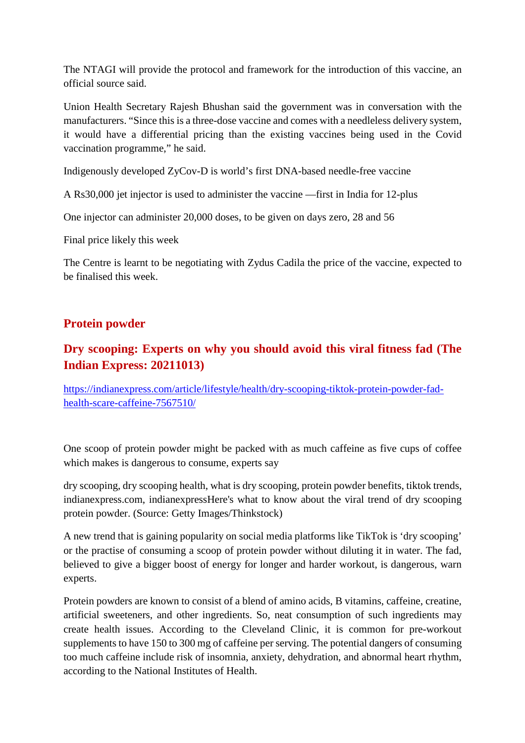The NTAGI will provide the protocol and framework for the introduction of this vaccine, an official source said.

Union Health Secretary Rajesh Bhushan said the government was in conversation with the manufacturers. “Since this is a three-dose vaccine and comes with a needleless delivery system, it would have a differential pricing than the existing vaccines being used in the Covid vaccination programme,” he said.

Indigenously developed ZyCov-D is world’s first DNA-based needle-free vaccine

A Rs30,000 jet injector is used to administer the vaccine —first in India for 12-plus

One injector can administer 20,000 doses, to be given on days zero, 28 and 56

Final price likely this week

The Centre is learnt to be negotiating with Zydus Cadila the price of the vaccine, expected to be finalised this week.

## Protein powder

### Dry scooping: Experts on why you should avoid this viral fitness fad (The Indian Express: 20211013)

https://indianexpress.com/article/lifestyle/health/dry-scooping-tiktok-protein-powder-fad-health-scare-caffeine-7567510/

One scoop of protein powder might be packed with as much caffeine as five cups of coffee which makes is dangerous to consume, experts say

dry scooping, dry scooping health, what is dry scooping, protein powder benefits, tiktok trends, indianexpress.com, indianexpressHere's what to know about the viral trend of dry scooping protein powder. (Source: Getty Images/Thinkstock)

A new trend that is gaining popularity on social media platforms like TikTok is ‘dry scooping’ or the practise of consuming a scoop of protein powder without diluting it in water. The fad, believed to give a bigger boost of energy for longer and harder workout, is dangerous, warn experts.

Protein powders are known to consist of a blend of amino acids, B vitamins, caffeine, creatine, artificial sweeteners, and other ingredients. So, neat consumption of such ingredients may create health issues. According to the Cleveland Clinic, it is common for pre-workout supplements to have 150 to 300 mg of caffeine per serving. The potential dangers of consuming too much caffeine include risk of insomnia, anxiety, dehydration, and abnormal heart rhythm, according to the National Institutes of Health.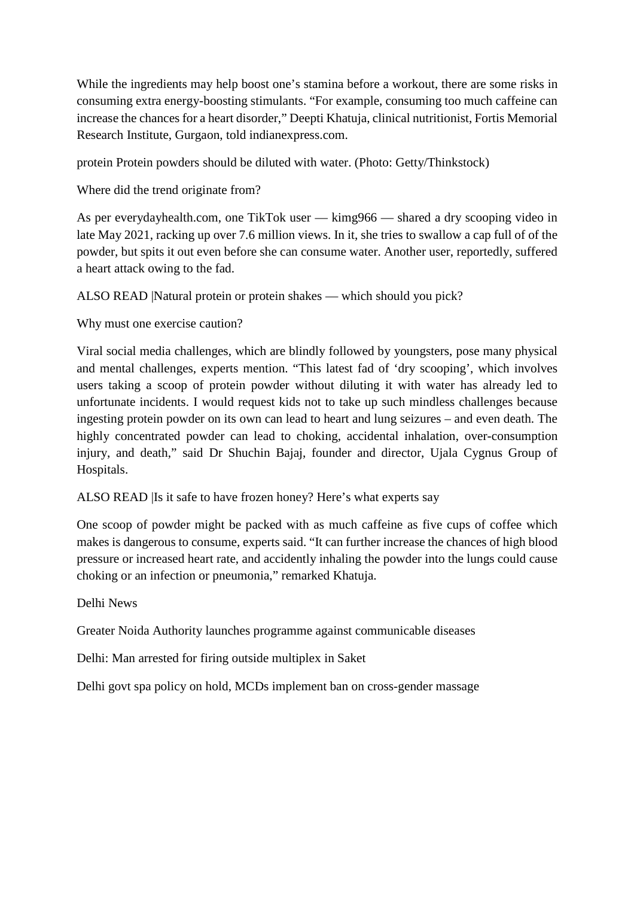While the ingredients may help boost one's stamina before a workout, there are some risks in consuming extra energy-boosting stimulants. "For example, consuming too much caffeine can increase the chances for a heart disorder," Deepti Khatuja, clinical nutritionist, Fortis Memorial Research Institute, Gurgaon, told indianexpress.com.

protein Protein powders should be diluted with water. (Photo: Getty/Thinkstock)

Where did the trend originate from?

As per everydayhealth.com, one TikTok user — kimg966 — shared a dry scooping video in late May 2021, racking up over 7.6 million views. In it, she tries to swallow a cap full of of the powder, but spits it out even before she can consume water. Another user, reportedly, suffered a heart attack owing to the fad.

ALSO READ |Natural protein or protein shakes — which should you pick?

Why must one exercise caution?

Viral social media challenges, which are blindly followed by youngsters, pose many physical and mental challenges, experts mention. "This latest fad of 'dry scooping', which involves users taking a scoop of protein powder without diluting it with water has already led to unfortunate incidents. I would request kids not to take up such mindless challenges because ingesting protein powder on its own can lead to heart and lung seizures – and even death. The highly concentrated powder can lead to choking, accidental inhalation, over-consumption injury, and death," said Dr Shuchin Bajaj, founder and director, Ujala Cygnus Group of Hospitals.

ALSO READ |Is it safe to have frozen honey? Here's what experts say

One scoop of powder might be packed with as much caffeine as five cups of coffee which makes is dangerous to consume, experts said. "It can further increase the chances of high blood pressure or increased heart rate, and accidently inhaling the powder into the lungs could cause choking or an infection or pneumonia," remarked Khatuja.

Delhi News

Greater Noida Authority launches programme against communicable diseases

Delhi: Man arrested for firing outside multiplex in Saket

Delhi govt spa policy on hold, MCDs implement ban on cross-gender massage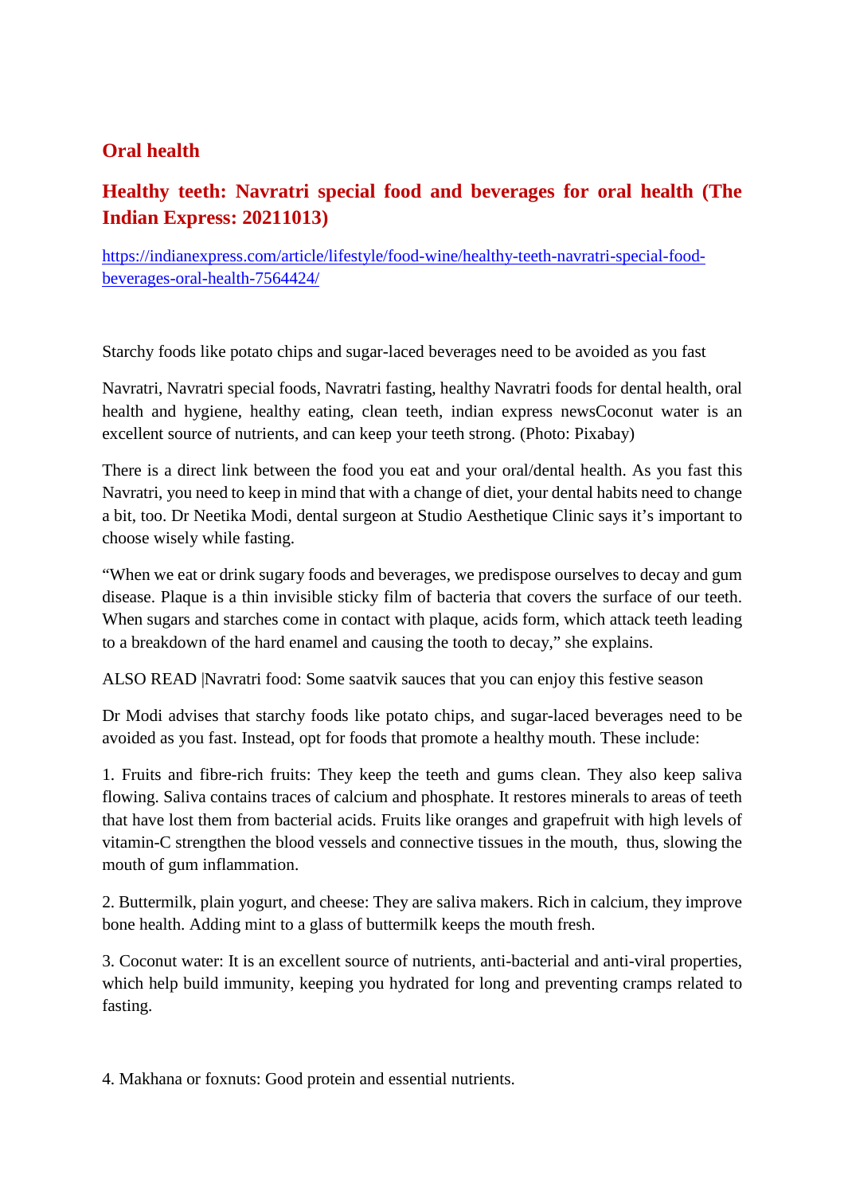## Oral health

### Healthy teeth: Navratri special food and beverages for oral health (The Indian Express: 20211013)

https://indianexpress.com/article/lifestyle/food-wine/healthy-teeth-navratri-special-food-beverages-oral-health-7564424/

Starchy foods like potato chips and sugar-laced beverages need to be avoided as you fast

Navratri, Navratri special foods, Navratri fasting, healthy Navratri foods for dental health, oral health and hygiene, healthy eating, clean teeth, indian express newsCoconut water is an excellent source of nutrients, and can keep your teeth strong. (Photo: Pixabay)

There is a direct link between the food you eat and your oral/dental health. As you fast this Navratri, you need to keep in mind that with a change of diet, your dental habits need to change a bit, too. Dr Neetika Modi, dental surgeon at Studio Aesthetique Clinic says it's important to choose wisely while fasting.

"When we eat or drink sugary foods and beverages, we predispose ourselves to decay and gum disease. Plaque is a thin invisible sticky film of bacteria that covers the surface of our teeth. When sugars and starches come in contact with plaque, acids form, which attack teeth leading to a breakdown of the hard enamel and causing the tooth to decay," she explains.

ALSO READ |Navratri food: Some saatvik sauces that you can enjoy this festive season

Dr Modi advises that starchy foods like potato chips, and sugar-laced beverages need to be avoided as you fast. Instead, opt for foods that promote a healthy mouth. These include:

1. Fruits and fibre-rich fruits: They keep the teeth and gums clean. They also keep saliva flowing. Saliva contains traces of calcium and phosphate. It restores minerals to areas of teeth that have lost them from bacterial acids. Fruits like oranges and grapefruit with high levels of vitamin-C strengthen the blood vessels and connective tissues in the mouth, thus, slowing the mouth of gum inflammation.

2. Buttermilk, plain yogurt, and cheese: They are saliva makers. Rich in calcium, they improve bone health. Adding mint to a glass of buttermilk keeps the mouth fresh.

3. Coconut water: It is an excellent source of nutrients, anti-bacterial and anti-viral properties, which help build immunity, keeping you hydrated for long and preventing cramps related to fasting.

4. Makhana or foxnuts: Good protein and essential nutrients.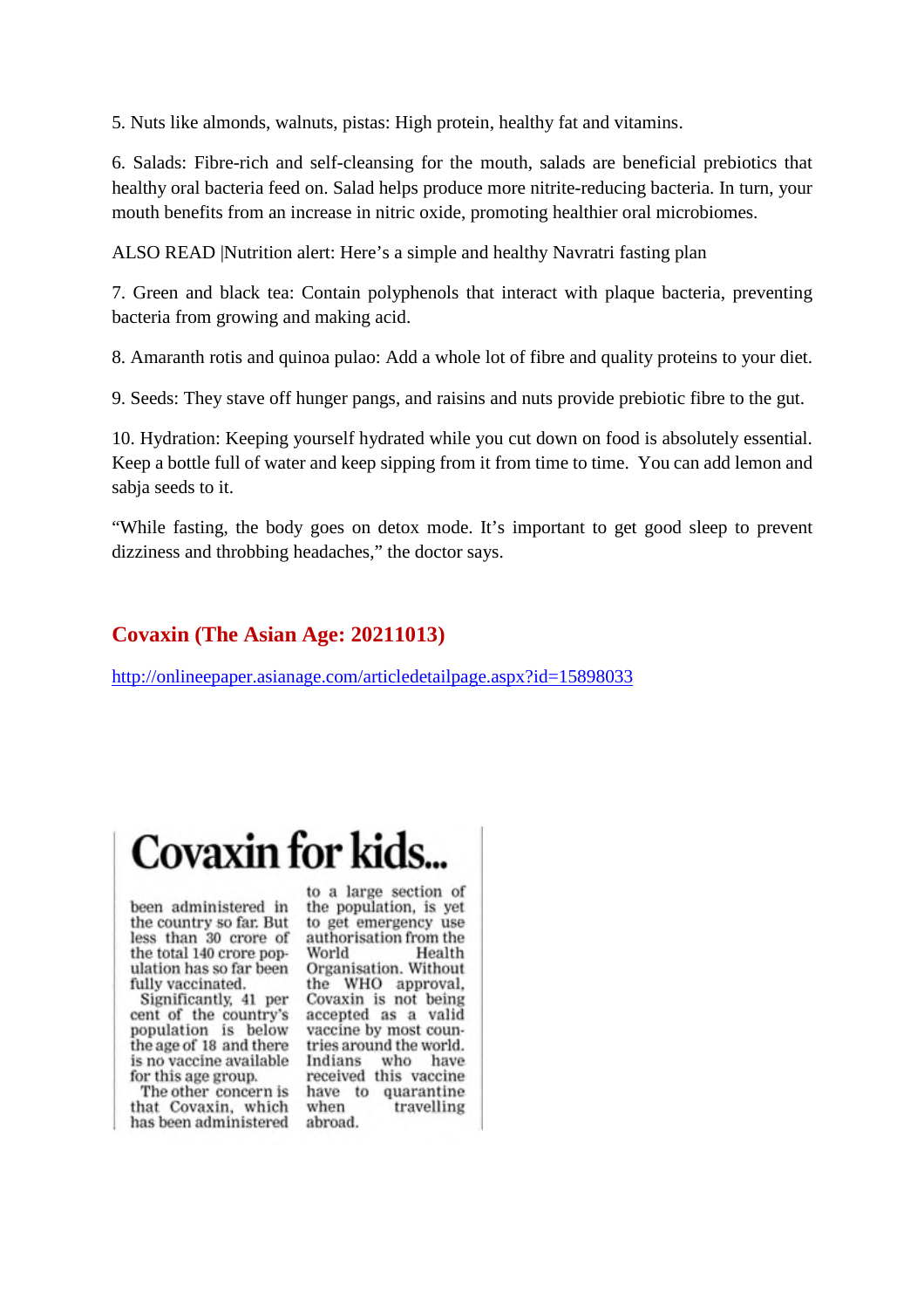5. Nuts like almonds, walnuts, pistas: High protein, healthy fat and vitamins.

6. Salads: Fibre-rich and self-cleansing for the mouth, salads are beneficial prebiotics that healthy oral bacteria feed on. Salad helps produce more nitrite-reducing bacteria. In turn, your mouth benefits from an increase in nitric oxide, promoting healthier oral microbiomes.

ALSO READ |Nutrition alert: Here's a simple and healthy Navratri fasting plan

7. Green and black tea: Contain polyphenols that interact with plaque bacteria, preventing bacteria from growing and making acid.

8. Amaranth rotis and quinoa pulao: Add a whole lot of fibre and quality proteins to your diet.

9. Seeds: They stave off hunger pangs, and raisins and nuts provide prebiotic fibre to the gut.

10. Hydration: Keeping yourself hydrated while you cut down on food is absolutely essential. Keep a bottle full of water and keep sipping from it from time to time. You can add lemon and sabja seeds to it.

"While fasting, the body goes on detox mode. It's important to get good sleep to prevent dizziness and throbbing headaches," the doctor says.

## Covaxin (The Asian Age: 20211013)

http://onlineepaper.asianage.com/articledetailpage.aspx?id=15898033

# Covaxin for kids...

been administered in the country so far. But less than 30 crore of the total 140 crore population has so far been fully vaccinated.

Significantly, 41 per cent of the country's population is below the age of 18 and there is no vaccine available for this age group.

The other concern is that Covaxin, which has been administered to a large section of the population, is yet to get emergency use authorisation from the World Health Organisation. Without the WHO approval, Covaxin is not being accepted as a valid vaccine by most countries around the world. Indians who have received this vaccine have to quarantine when travelling abroad.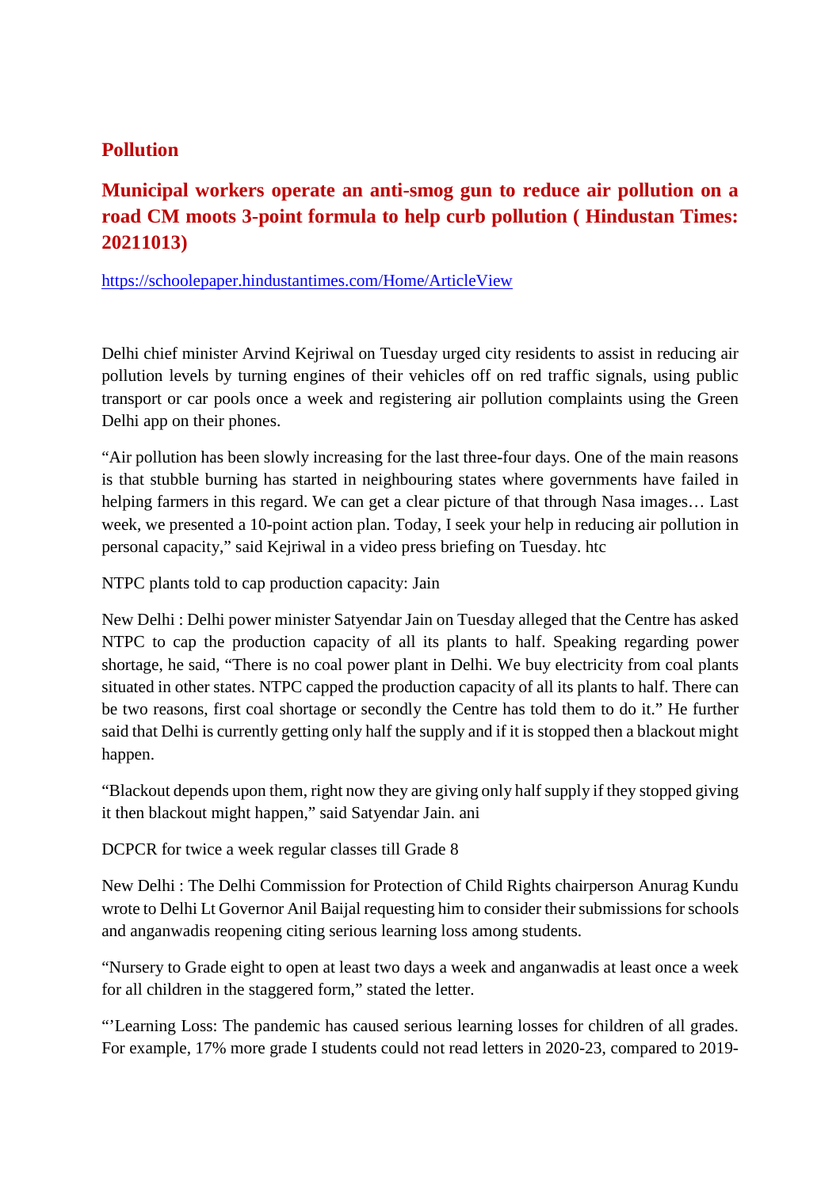## Pollution

## Municipal workers operate an anti-smog gun to reduce air pollution on a road CM moots 3-point formula to help curb pollution ( Hindustan Times: 20211013)

https://schoolepaper.hindustantimes.com/Home/ArticleView

Delhi chief minister Arvind Kejriwal on Tuesday urged city residents to assist in reducing air pollution levels by turning engines of their vehicles off on red traffic signals, using public transport or car pools once a week and registering air pollution complaints using the Green Delhi app on their phones.

"Air pollution has been slowly increasing for the last three-four days. One of the main reasons is that stubble burning has started in neighbouring states where governments have failed in helping farmers in this regard. We can get a clear picture of that through Nasa images… Last week, we presented a 10-point action plan. Today, I seek your help in reducing air pollution in personal capacity," said Kejriwal in a video press briefing on Tuesday. htc

NTPC plants told to cap production capacity: Jain

New Delhi : Delhi power minister Satyendar Jain on Tuesday alleged that the Centre has asked NTPC to cap the production capacity of all its plants to half. Speaking regarding power shortage, he said, "There is no coal power plant in Delhi. We buy electricity from coal plants situated in other states. NTPC capped the production capacity of all its plants to half. There can be two reasons, first coal shortage or secondly the Centre has told them to do it." He further said that Delhi is currently getting only half the supply and if it is stopped then a blackout might happen.

"Blackout depends upon them, right now they are giving only half supply if they stopped giving it then blackout might happen," said Satyendar Jain. ani

DCPCR for twice a week regular classes till Grade 8

New Delhi : The Delhi Commission for Protection of Child Rights chairperson Anurag Kundu wrote to Delhi Lt Governor Anil Baijal requesting him to consider their submissions for schools and anganwadis reopening citing serious learning loss among students.

"Nursery to Grade eight to open at least two days a week and anganwadis at least once a week for all children in the staggered form," stated the letter.

"'Learning Loss: The pandemic has caused serious learning losses for children of all grades. For example, 17% more grade I students could not read letters in 2020-23, compared to 2019-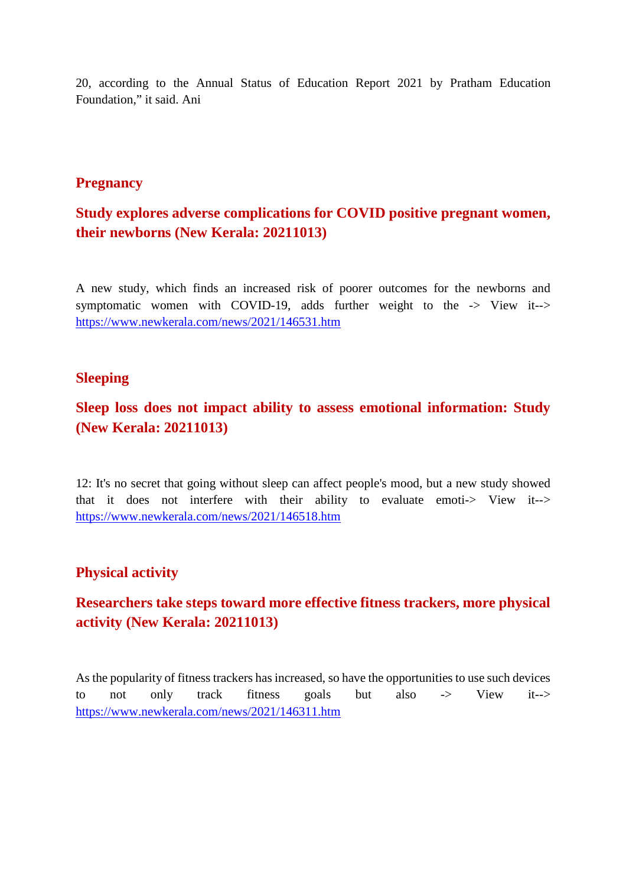20, according to the Annual Status of Education Report 2021 by Pratham Education Foundation," it said. Ani

## Pregnancy

### Study explores adverse complications for COVID positive pregnant women, their newborns (New Kerala: 20211013)

A new study, which finds an increased risk of poorer outcomes for the newborns and symptomatic women with COVID-19, adds further weight to the -> View it--> https://www.newkerala.com/news/2021/146531.htm

## Sleeping

### Sleep loss does not impact ability to assess emotional information: Study (New Kerala: 20211013)

12: It's no secret that going without sleep can affect people's mood, but a new study showed that it does not interfere with their ability to evaluate emoti-> View it--> https://www.newkerala.com/news/2021/146518.htm

## Physical activity

### Researchers take steps toward more effective fitness trackers, more physical activity (New Kerala: 20211013)

As the popularity of fitness trackers has increased, so have the opportunities to use such devices to not only track fitness goals but also -> View it--> https://www.newkerala.com/news/2021/146311.htm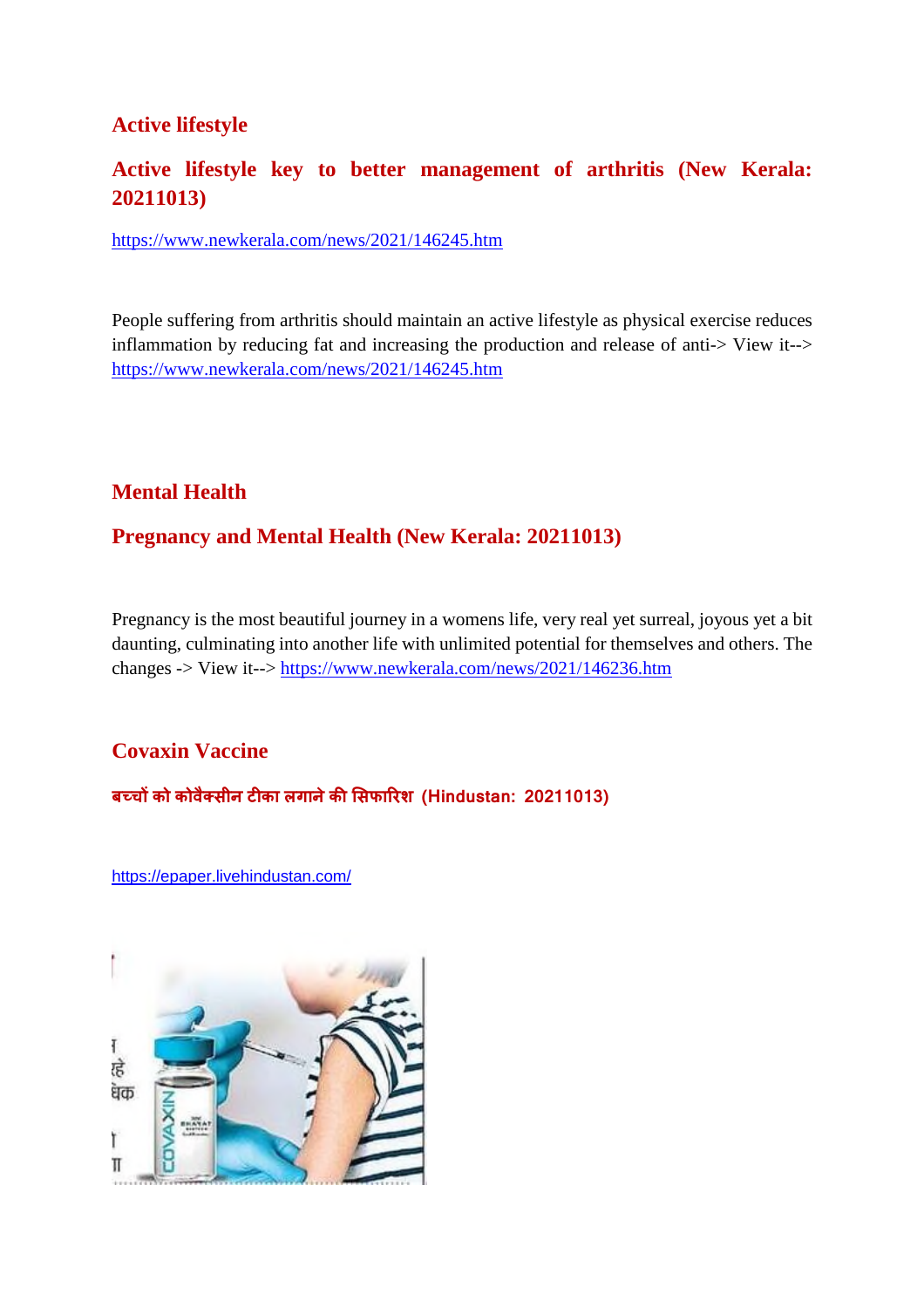## Active lifestyle

### Active lifestyle key to better management of arthritis (New Kerala: 20211013)

https://www.newkerala.com/news/2021/146245.htm

People suffering from arthritis should maintain an active lifestyle as physical exercise reduces inflammation by reducing fat and increasing the production and release of anti-> View it--> https://www.newkerala.com/news/2021/146245.htm

## Mental Health

### Pregnancy and Mental Health (New Kerala: 20211013)

Pregnancy is the most beautiful journey in a womens life, very real yet surreal, joyous yet a bit daunting, culminating into another life with unlimited potential for themselves and others. The changes -> View it--> https://www.newkerala.com/news/2021/146236.htm

## Covaxin Vaccine

### बच्चों को कोवैक्सीन टीका लगाने की सिफारिश (Hindustan: 20211013)

https://epaper.livehindustan.com/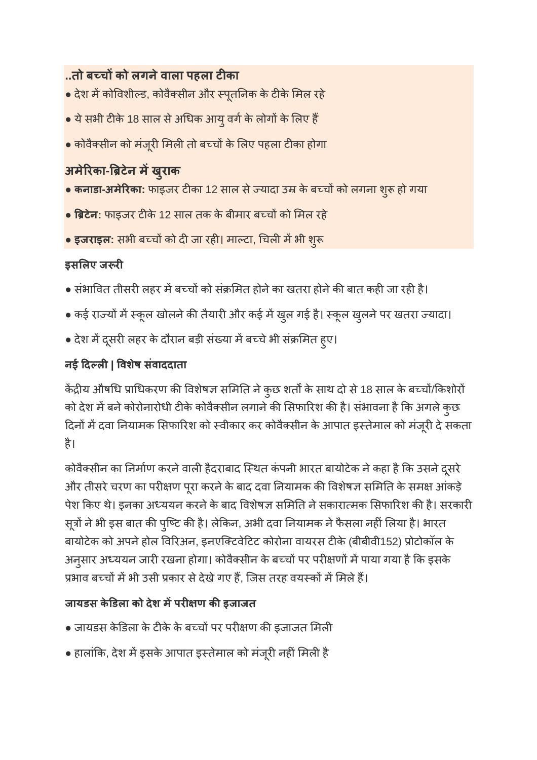## ..तो बच्चों को लगने वाला पहला टीका

- देश में कोविशील्ड, कोवैक्सीन और स्पूतनिक के टीके मिल रहे
- ये सभी टीके 18 साल से अधिक आयु वर्ग के लोगों के लिए हैं
- कोवैक्सीन को मंजूरी मिली तो बच्चों के लिए पहला टीका होगा

## अमेरिका-ब्रिटेन में खुराक

- **कनाडा-अमेरिका:** फाइजर टीका 12 साल से ज्यादा उम्र के बच्चों को लगना शुरू हो गया
- **ब्रिटेन:** फाइजर टीके 12 साल तक के बीमार बच्चों को मिल रहे
- **इजराइल:** सभी बच्चों को दी जा रही। माल्टा, चिली में भी शुरू

**इसलिए जरूरी**

- संभावित तीसरी लहर में बच्चों को संक्रमित होने का खतरा होने की बात कही जा रही है।
- कई राज्यों में स्कूल खोलने की तैयारी और कई में खुल गई है। स्कूल खुलने पर खतरा ज्यादा।
- देश में दूसरी लहर के दौरान बड़ी संख्या में बच्चे भी संक्रमित हुए।

**नई दिल्ली | विशेष संवाददाता**

केंद्रीय औषधि प्राधिकरण की विशेषज्ञ समिति ने कुछ शर्तों के साथ दो से 18 साल के बच्चों/किशोरों को देश में बने कोरोनारोधी टीके कोवैक्सीन लगाने की सिफारिश की है। संभावना है कि अगले कुछ दिनों में दवा नियामक सिफारिश को स्वीकार कर कोवैक्सीन के आपात इस्तेमाल को मंजूरी दे सकता है।

कोवैक्सीन का निर्माण करने वाली हैदराबाद स्थित कंपनी भारत बायोटेक ने कहा है कि उसने दूसरे और तीसरे चरण का परीक्षण पूरा करने के बाद दवा नियामक की विशेषज्ञ समिति के समक्ष आंकड़े पेश किए थे। इनका अध्ययन करने के बाद विशेषज्ञ समिति ने सकारात्मक सिफारिश की है। सरकारी सूत्रों ने भी इस बात की पुष्टि की है। लेकिन, अभी दवा नियामक ने फैसला नहीं लिया है। भारत बायोटेक को अपने होल विरिअन, इनएक्टिवेटिट कोरोना वायरस टीके (बीबीवी152) प्रोटोकॉल के अनुसार अध्ययन जारी रखना होगा। कोवैक्सीन के बच्चों पर परीक्षणों में पाया गया है कि इसके प्रभाव बच्चों में भी उसी प्रकार से देखे गए हैं, जिस तरह वयस्कों में मिले हैं।

**जायडस केडिला को देश में परीक्षण की इजाजत**

- जायडस केडिला के टीके के बच्चों पर परीक्षण की इजाजत मिली
- हालांकि, देश में इसके आपात इस्तेमाल को मंजूरी नहीं मिली है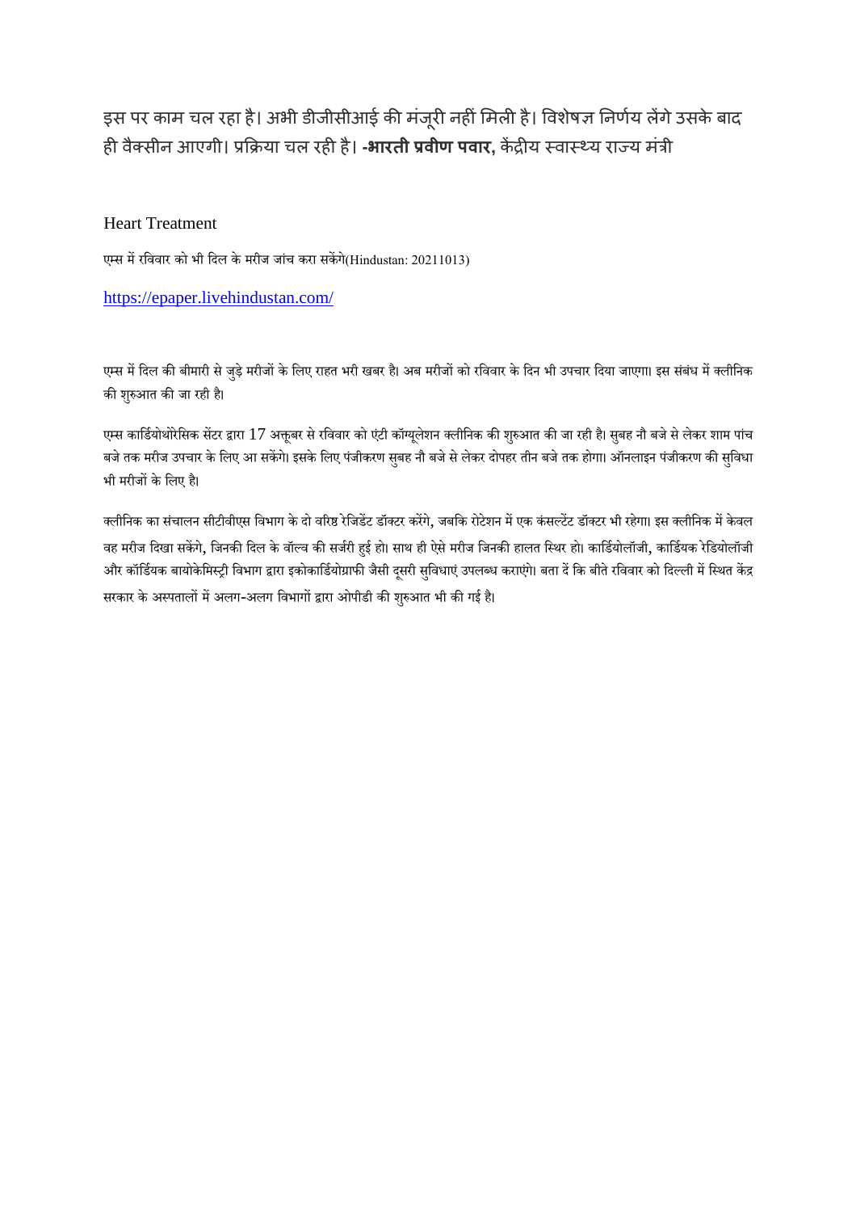इस पर काम चल रहा है। अभी डीजीसीआई की मंजूरी नहीं मिली है। विशेषज्ञ निर्णय लेंगे उसके बाद ही वैक्सीन आएगी। प्रक्रिया चल रही है। **-भारती प्रवीण पवार,** केंद्रीय स्वास्थ्य राज्य मंत्री

## Heart Treatment

एम्स में रविवार को भी दिल के मरीज जांच करा सकेंगे(Hindustan: 20211013)

https://epaper.livehindustan.com/

एम्स में दिल की बीमारी से जुड़े मरीजों के लिए राहत भरी खबर है। अब मरीजों को रविवार के दिन भी उपचार दिया जाएगा। इस संबंध में क्लीनिक की शुरुआत की जा रही है।

एम्स कार्डियोथोरेसिक सेंटर द्वारा 17 अक्तूबर से रविवार को एंटी कॉग्यूलेशन क्लीनिक की शुरुआत की जा रही है। सुबह नौ बजे से लेकर शाम पांच बजे तक मरीज उपचार के लिए आ सकेंगे। इसके लिए पंजीकरण सुबह नौ बजे से लेकर दोपहर तीन बजे तक होगा। ऑनलाइन पंजीकरण की सुविधा भी मरीजों के लिए है।

क्लीनिक का संचालन सीटीवीएस विभाग के दो वरिष्ठ रेजिडेंट डॉक्टर करेंगे, जबकि रोटेशन में एक कंसल्टेंट डॉक्टर भी रहेगा। इस क्लीनिक में केवल वह मरीज दिखा सकेंगे, जिनकी दिल के वॉल्व की सर्जरी हुई हो। साथ ही ऐसे मरीज जिनकी हालत स्थिर हो। कार्डियोलॉजी, कार्डियक रेडियोलॉजी और कॉर्डियक बायोकेमिस्ट्री विभाग द्वारा इकोकार्डियोग्राफी जैसी दूसरी सुविधाएं उपलब्ध कराएंगे। बता दें कि बीते रविवार को दिल्ली में स्थित केंद्र सरकार के अस्पतालों में अलग-अलग विभागों द्वारा ओपीडी की शुरुआत भी की गई है।